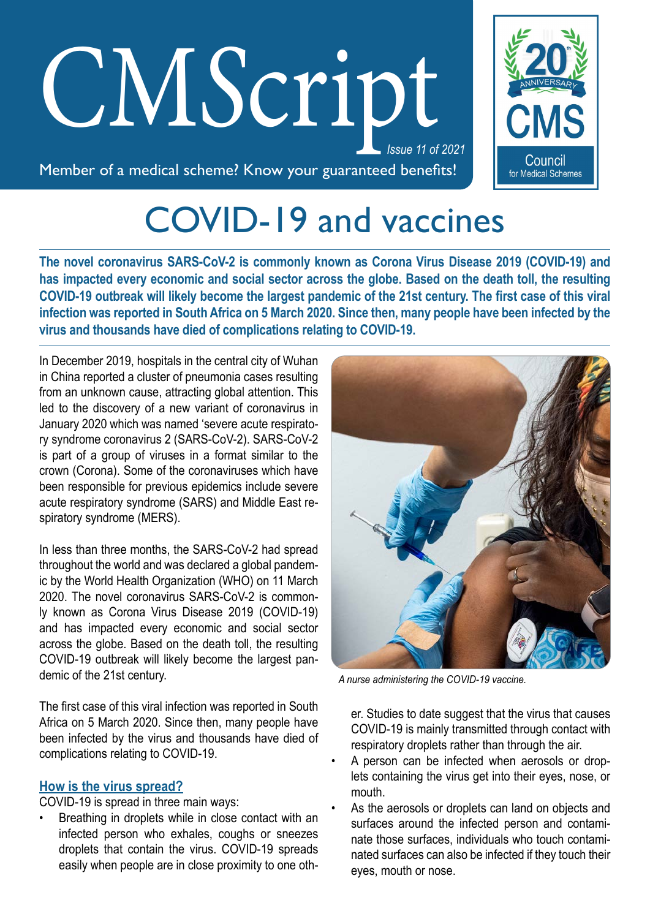# CMScript

*Issue 11 of 2021*

Member of a medical scheme? Know your guaranteed benefits!

CMS Council for Medical Schemes — 20th Anniversary

# COVID-19 and vaccines

**The novel coronavirus SARS-CoV-2 is commonly known as Corona Virus Disease 2019 (COVID-19) and has impacted every economic and social sector across the globe. Based on the death toll, the resulting COVID-19 outbreak will likely become the largest pandemic of the 21st century. The first case of this viral infection was reported in South Africa on 5 March 2020. Since then, many people have been infected by the virus and thousands have died of complications relating to COVID-19.**

In December 2019, hospitals in the central city of Wuhan in China reported a cluster of pneumonia cases resulting from an unknown cause, attracting global attention. This led to the discovery of a new variant of coronavirus in January 2020 which was named 'severe acute respiratory syndrome coronavirus 2 (SARS-CoV-2). SARS-CoV-2 is part of a group of viruses in a format similar to the crown (Corona). Some of the coronaviruses which have been responsible for previous epidemics include severe acute respiratory syndrome (SARS) and Middle East respiratory syndrome (MERS).

In less than three months, the SARS-CoV-2 had spread throughout the world and was declared a global pandemic by the World Health Organization (WHO) on 11 March 2020. The novel coronavirus SARS-CoV-2 is commonly known as Corona Virus Disease 2019 (COVID-19) and has impacted every economic and social sector across the globe. Based on the death toll, the resulting COVID-19 outbreak will likely become the largest pandemic of the 21st century.

*A nurse administering the COVID-19 vaccine.*

The first case of this viral infection was reported in South Africa on 5 March 2020. Since then, many people have been infected by the virus and thousands have died of complications relating to COVID-19.

## How is the virus spread?

COVID-19 is spread in three main ways:

- Breathing in droplets while in close contact with an infected person who exhales, coughs or sneezes droplets that contain the virus. COVID-19 spreads easily when people are in close proximity to one other. Studies to date suggest that the virus that causes COVID-19 is mainly transmitted through contact with respiratory droplets rather than through the air.
- A person can be infected when aerosols or droplets containing the virus get into their eyes, nose, or mouth.
- As the aerosols or droplets can land on objects and surfaces around the infected person and contaminate those surfaces, individuals who touch contaminated surfaces can also be infected if they touch their eyes, mouth or nose.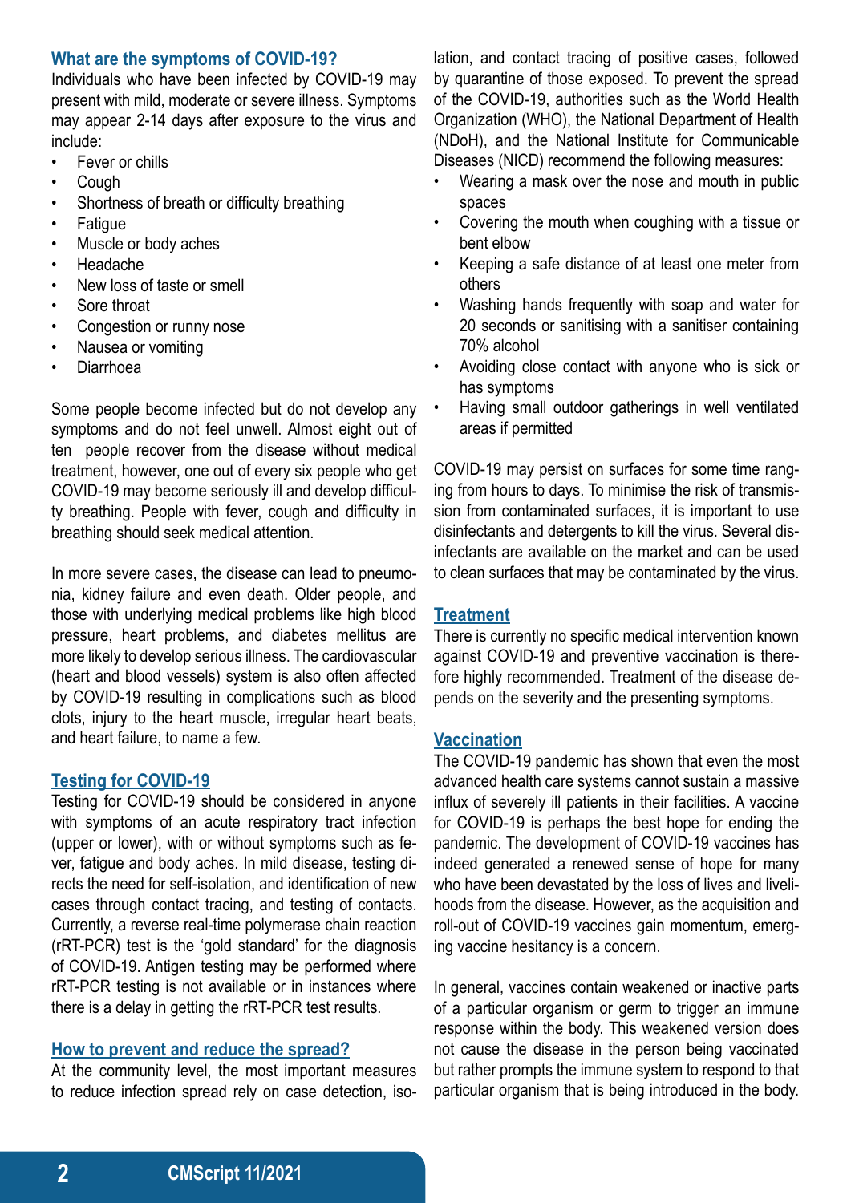## What are the symptoms of COVID-19?

Individuals who have been infected by COVID-19 may present with mild, moderate or severe illness. Symptoms may appear 2-14 days after exposure to the virus and include:

- Fever or chills
- Cough
- Shortness of breath or difficulty breathing
- Fatigue
- Muscle or body aches
- Headache
- New loss of taste or smell
- Sore throat
- Congestion or runny nose
- Nausea or vomiting
- Diarrhoea

Some people become infected but do not develop any symptoms and do not feel unwell. Almost eight out of ten people recover from the disease without medical treatment, however, one out of every six people who get COVID-19 may become seriously ill and develop difficulty breathing. People with fever, cough and difficulty in breathing should seek medical attention.

In more severe cases, the disease can lead to pneumonia, kidney failure and even death. Older people, and those with underlying medical problems like high blood pressure, heart problems, and diabetes mellitus are more likely to develop serious illness. The cardiovascular (heart and blood vessels) system is also often affected by COVID-19 resulting in complications such as blood clots, injury to the heart muscle, irregular heart beats, and heart failure, to name a few.

## Testing for COVID-19

Testing for COVID-19 should be considered in anyone with symptoms of an acute respiratory tract infection (upper or lower), with or without symptoms such as fever, fatigue and body aches. In mild disease, testing directs the need for self-isolation, and identification of new cases through contact tracing, and testing of contacts. Currently, a reverse real-time polymerase chain reaction (rRT-PCR) test is the 'gold standard' for the diagnosis of COVID-19. Antigen testing may be performed where rRT-PCR testing is not available or in instances where there is a delay in getting the rRT-PCR test results.

## How to prevent and reduce the spread?

At the community level, the most important measures to reduce infection spread rely on case detection, isolation, and contact tracing of positive cases, followed by quarantine of those exposed. To prevent the spread of the COVID-19, authorities such as the World Health Organization (WHO), the National Department of Health (NDoH), and the National Institute for Communicable Diseases (NICD) recommend the following measures:

- Wearing a mask over the nose and mouth in public spaces
- Covering the mouth when coughing with a tissue or bent elbow
- Keeping a safe distance of at least one meter from others
- Washing hands frequently with soap and water for 20 seconds or sanitising with a sanitiser containing 70% alcohol
- Avoiding close contact with anyone who is sick or has symptoms
- Having small outdoor gatherings in well ventilated areas if permitted

COVID-19 may persist on surfaces for some time ranging from hours to days. To minimise the risk of transmission from contaminated surfaces, it is important to use disinfectants and detergents to kill the virus. Several disinfectants are available on the market and can be used to clean surfaces that may be contaminated by the virus.

## Treatment

There is currently no specific medical intervention known against COVID-19 and preventive vaccination is therefore highly recommended. Treatment of the disease depends on the severity and the presenting symptoms.

## Vaccination

The COVID-19 pandemic has shown that even the most advanced health care systems cannot sustain a massive influx of severely ill patients in their facilities. A vaccine for COVID-19 is perhaps the best hope for ending the pandemic. The development of COVID-19 vaccines has indeed generated a renewed sense of hope for many who have been devastated by the loss of lives and livelihoods from the disease. However, as the acquisition and roll-out of COVID-19 vaccines gain momentum, emerging vaccine hesitancy is a concern.

In general, vaccines contain weakened or inactive parts of a particular organism or germ to trigger an immune response within the body. This weakened version does not cause the disease in the person being vaccinated but rather prompts the immune system to respond to that particular organism that is being introduced in the body.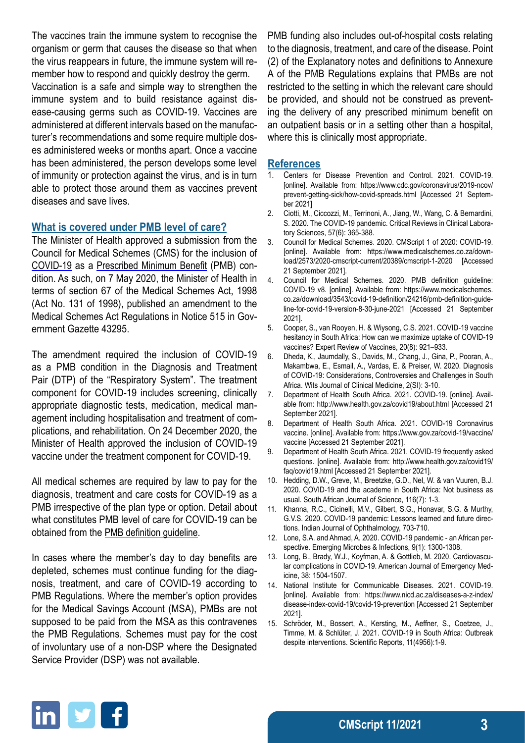The vaccines train the immune system to recognise the organism or germ that causes the disease so that when the virus reappears in future, the immune system will remember how to respond and quickly destroy the germ.

Vaccination is a safe and simple way to strengthen the immune system and to build resistance against disease-causing germs such as COVID-19. Vaccines are administered at different intervals based on the manufacturer's recommendations and some require multiple doses administered weeks or months apart. Once a vaccine has been administered, the person develops some level of immunity or protection against the virus, and is in turn able to protect those around them as vaccines prevent diseases and save lives.

## What is covered under PMB level of care?

The Minister of Health approved a submission from the Council for Medical Schemes (CMS) for the inclusion of COVID-19 as a Prescribed Minimum Benefit (PMB) condition. As such, on 7 May 2020, the Minister of Health in terms of section 67 of the Medical Schemes Act, 1998 (Act No. 131 of 1998), published an amendment to the Medical Schemes Act Regulations in Notice 515 in Government Gazette 43295.

The amendment required the inclusion of COVID-19 as a PMB condition in the Diagnosis and Treatment Pair (DTP) of the "Respiratory System". The treatment component for COVID-19 includes screening, clinically appropriate diagnostic tests, medication, medical management including hospitalisation and treatment of complications, and rehabilitation. On 24 December 2020, the Minister of Health approved the inclusion of COVID-19 vaccine under the treatment component for COVID-19.

All medical schemes are required by law to pay for the diagnosis, treatment and care costs for COVID-19 as a PMB irrespective of the plan type or option. Detail about what constitutes PMB level of care for COVID-19 can be obtained from the PMB definition guideline.

In cases where the member's day to day benefits are depleted, schemes must continue funding for the diagnosis, treatment, and care of COVID-19 according to PMB Regulations. Where the member's option provides for the Medical Savings Account (MSA), PMBs are not supposed to be paid from the MSA as this contravenes the PMB Regulations. Schemes must pay for the cost of involuntary use of a non-DSP where the Designated Service Provider (DSP) was not available.

PMB funding also includes out-of-hospital costs relating to the diagnosis, treatment, and care of the disease. Point (2) of the Explanatory notes and definitions to Annexure A of the PMB Regulations explains that PMBs are not restricted to the setting in which the relevant care should be provided, and should not be construed as preventing the delivery of any prescribed minimum benefit on an outpatient basis or in a setting other than a hospital, where this is clinically most appropriate.

## References

1. Centers for Disease Prevention and Control. 2021. COVID-19. [online]. Available from: https://www.cdc.gov/coronavirus/2019-ncov/prevent-getting-sick/how-covid-spreads.html [Accessed 21 September 2021]
2. Ciotti, M., Ciccozzi, M., Terrinoni, A., Jiang, W., Wang, C. & Bernardini, S. 2020. The COVID-19 pandemic. Critical Reviews in Clinical Laboratory Sciences, 57(6): 365-388.
3. Council for Medical Schemes. 2020. CMScript 1 of 2020: COVID-19. [online]. Available from: https://www.medicalschemes.co.za/download/2573/2020-cmscript-current/20389/cmscript-1-2020 [Accessed 21 September 2021].
4. Council for Medical Schemes. 2020. PMB definition guideline: COVID-19 v8. [online]. Available from: https://www.medicalschemes.co.za/download/3543/covid-19-definition/24216/pmb-definition-guideline-for-covid-19-version-8-30-june-2021 [Accessed 21 September 2021].
5. Cooper, S., van Rooyen, H. & Wiysong, C.S. 2021. COVID-19 vaccine hesitancy in South Africa: How can we maximize uptake of COVID-19 vaccines? Expert Review of Vaccines, 20(8): 921–933.
6. Dheda, K., Jaumdally, S., Davids, M., Chang, J., Gina, P., Pooran, A., Makambwa, E., Esmail, A., Vardas, E. & Preiser, W. 2020. Diagnosis of COVID-19: Considerations, Controversies and Challenges in South Africa. Wits Journal of Clinical Medicine, 2(SI): 3-10.
7. Department of Health South Africa. 2021. COVID-19. [online]. Available from: http://www.health.gov.za/covid19/about.html [Accessed 21 September 2021].
8. Department of Health South Africa. 2021. COVID-19 Coronavirus vaccine. [online]. Available from: https://www.gov.za/covid-19/vaccine/vaccine [Accessed 21 September 2021].
9. Department of Health South Africa. 2021. COVID-19 frequently asked questions. [online]. Available from: http://www.health.gov.za/covid19/faq/covid19.html [Accessed 21 September 2021].
10. Hedding, D.W., Greve, M., Breetzke, G.D., Nel, W. & van Vuuren, B.J. 2020. COVID-19 and the academe in South Africa: Not business as usual. South African Journal of Science, 116(7): 1-3.
11. Khanna, R.C., Cicinelli, M.V., Gilbert, S.G., Honavar, S.G. & Murthy, G.V.S. 2020. COVID-19 pandemic: Lessons learned and future directions. Indian Journal of Ophthalmology, 703-710.
12. Lone, S.A. and Ahmad, A. 2020. COVID-19 pandemic - an African perspective. Emerging Microbes & Infections, 9(1): 1300-1308.
13. Long, B., Brady, W.J., Koyfman, A. & Gottlieb, M. 2020. Cardiovascular complications in COVID-19. American Journal of Emergency Medicine, 38: 1504-1507.
14. National Institute for Communicable Diseases. 2021. COVID-19. [online]. Available from: https://www.nicd.ac.za/diseases-a-z-index/disease-index-covid-19/covid-19-prevention [Accessed 21 September 2021].
15. Schröder, M., Bossert, A., Kersting, M., Aeffner, S., Coetzee, J., Timme, M. & Schlüter, J. 2021. COVID-19 in South Africa: Outbreak despite interventions. Scientific Reports, 11(4956):1-9.